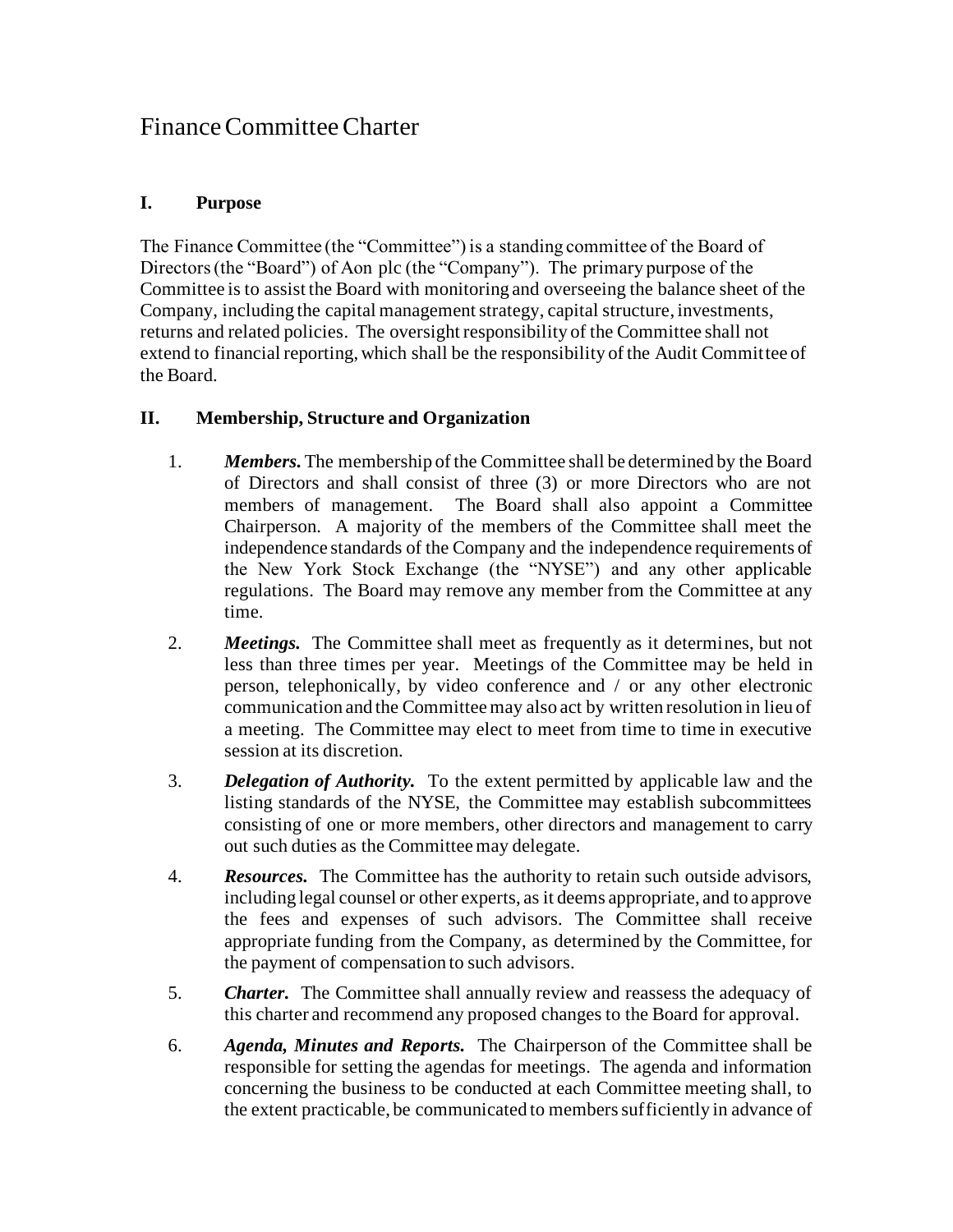# Finance Committee Charter

## I. Purpose

The Finance Committee (the "Committee") is a standing committee of the Board of Directors (the "Board") of Aon plc (the "Company"). The primary purpose of the Committee is to assist the Board with monitoring and overseeing the balance sheet of the Company, including the capital management strategy, capital structure, investments, returns and related policies. The oversight responsibility of the Committee shall not extend to financial reporting, which shall be the responsibility of the Audit Committee of the Board.

## II. Membership, Structure and Organization

1. ***Members.*** The membership of the Committee shall be determined by the Board of Directors and shall consist of three (3) or more Directors who are not members of management. The Board shall also appoint a Committee Chairperson. A majority of the members of the Committee shall meet the independence standards of the Company and the independence requirements of the New York Stock Exchange (the "NYSE") and any other applicable regulations. The Board may remove any member from the Committee at any time.

2. ***Meetings.*** The Committee shall meet as frequently as it determines, but not less than three times per year. Meetings of the Committee may be held in person, telephonically, by video conference and / or any other electronic communication and the Committee may also act by written resolution in lieu of a meeting. The Committee may elect to meet from time to time in executive session at its discretion.

3. ***Delegation of Authority.*** To the extent permitted by applicable law and the listing standards of the NYSE, the Committee may establish subcommittees consisting of one or more members, other directors and management to carry out such duties as the Committee may delegate.

4. ***Resources.*** The Committee has the authority to retain such outside advisors, including legal counsel or other experts, as it deems appropriate, and to approve the fees and expenses of such advisors. The Committee shall receive appropriate funding from the Company, as determined by the Committee, for the payment of compensation to such advisors.

5. ***Charter.*** The Committee shall annually review and reassess the adequacy of this charter and recommend any proposed changes to the Board for approval.

6. ***Agenda, Minutes and Reports.*** The Chairperson of the Committee shall be responsible for setting the agendas for meetings. The agenda and information concerning the business to be conducted at each Committee meeting shall, to the extent practicable, be communicated to members sufficiently in advance of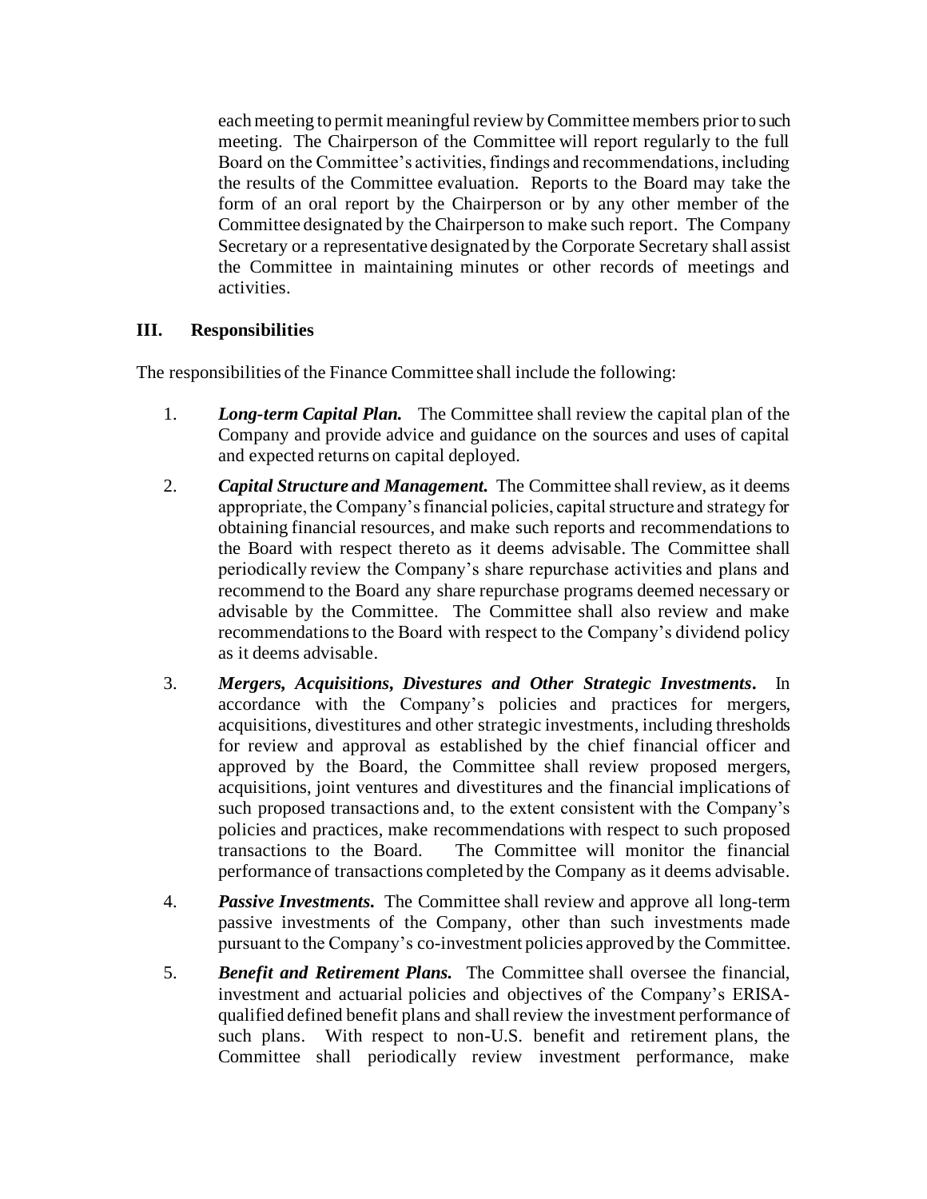each meeting to permit meaningful review by Committee members prior to such meeting. The Chairperson of the Committee will report regularly to the full Board on the Committee's activities, findings and recommendations, including the results of the Committee evaluation. Reports to the Board may take the form of an oral report by the Chairperson or by any other member of the Committee designated by the Chairperson to make such report. The Company Secretary or a representative designated by the Corporate Secretary shall assist the Committee in maintaining minutes or other records of meetings and activities.

## III. Responsibilities

The responsibilities of the Finance Committee shall include the following:

1. ***Long-term Capital Plan.*** The Committee shall review the capital plan of the Company and provide advice and guidance on the sources and uses of capital and expected returns on capital deployed.

2. ***Capital Structure and Management.*** The Committee shall review, as it deems appropriate, the Company's financial policies, capital structure and strategy for obtaining financial resources, and make such reports and recommendations to the Board with respect thereto as it deems advisable. The Committee shall periodically review the Company's share repurchase activities and plans and recommend to the Board any share repurchase programs deemed necessary or advisable by the Committee. The Committee shall also review and make recommendations to the Board with respect to the Company's dividend policy as it deems advisable.

3. ***Mergers, Acquisitions, Divestures and Other Strategic Investments.*** In accordance with the Company's policies and practices for mergers, acquisitions, divestitures and other strategic investments, including thresholds for review and approval as established by the chief financial officer and approved by the Board, the Committee shall review proposed mergers, acquisitions, joint ventures and divestitures and the financial implications of such proposed transactions and, to the extent consistent with the Company's policies and practices, make recommendations with respect to such proposed transactions to the Board. The Committee will monitor the financial performance of transactions completed by the Company as it deems advisable.

4. ***Passive Investments.*** The Committee shall review and approve all long-term passive investments of the Company, other than such investments made pursuant to the Company's co-investment policies approved by the Committee.

5. ***Benefit and Retirement Plans.*** The Committee shall oversee the financial, investment and actuarial policies and objectives of the Company's ERISA-qualified defined benefit plans and shall review the investment performance of such plans. With respect to non-U.S. benefit and retirement plans, the Committee shall periodically review investment performance, make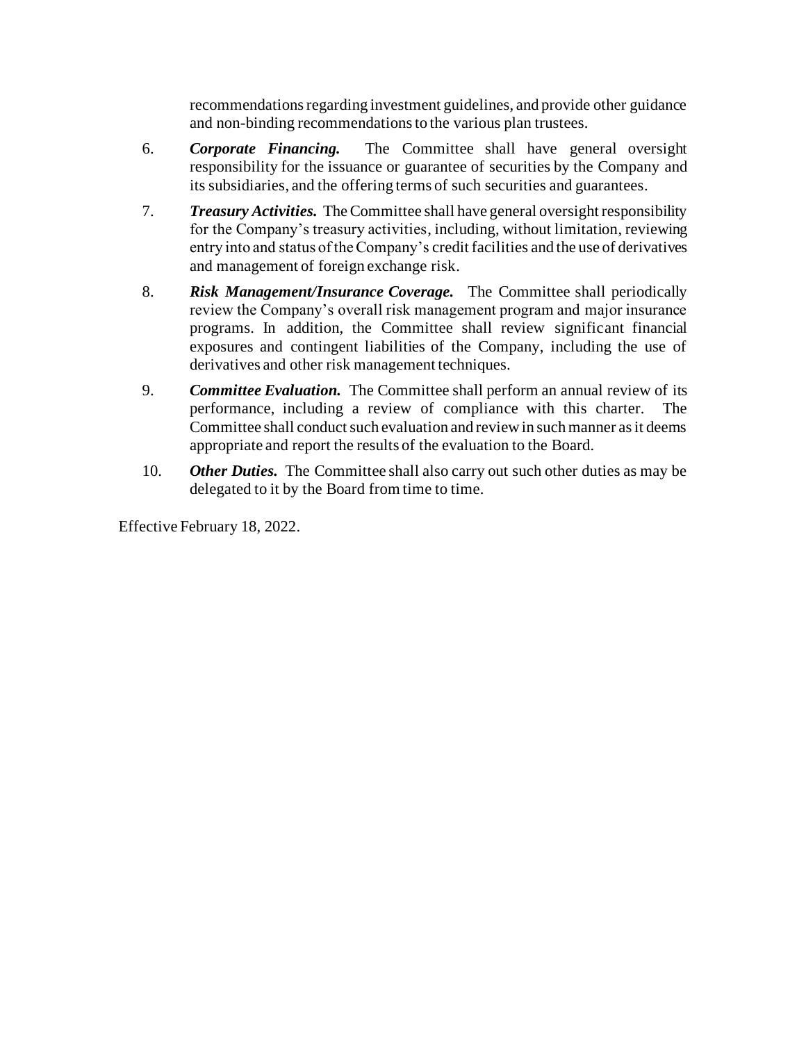recommendations regarding investment guidelines, and provide other guidance and non-binding recommendations to the various plan trustees.

6. ***Corporate Financing.*** The Committee shall have general oversight responsibility for the issuance or guarantee of securities by the Company and its subsidiaries, and the offering terms of such securities and guarantees.

7. ***Treasury Activities.*** The Committee shall have general oversight responsibility for the Company's treasury activities, including, without limitation, reviewing entry into and status of the Company's credit facilities and the use of derivatives and management of foreign exchange risk.

8. ***Risk Management/Insurance Coverage.*** The Committee shall periodically review the Company's overall risk management program and major insurance programs. In addition, the Committee shall review significant financial exposures and contingent liabilities of the Company, including the use of derivatives and other risk management techniques.

9. ***Committee Evaluation.*** The Committee shall perform an annual review of its performance, including a review of compliance with this charter. The Committee shall conduct such evaluation and review in such manner as it deems appropriate and report the results of the evaluation to the Board.

10. ***Other Duties.*** The Committee shall also carry out such other duties as may be delegated to it by the Board from time to time.

Effective February 18, 2022.